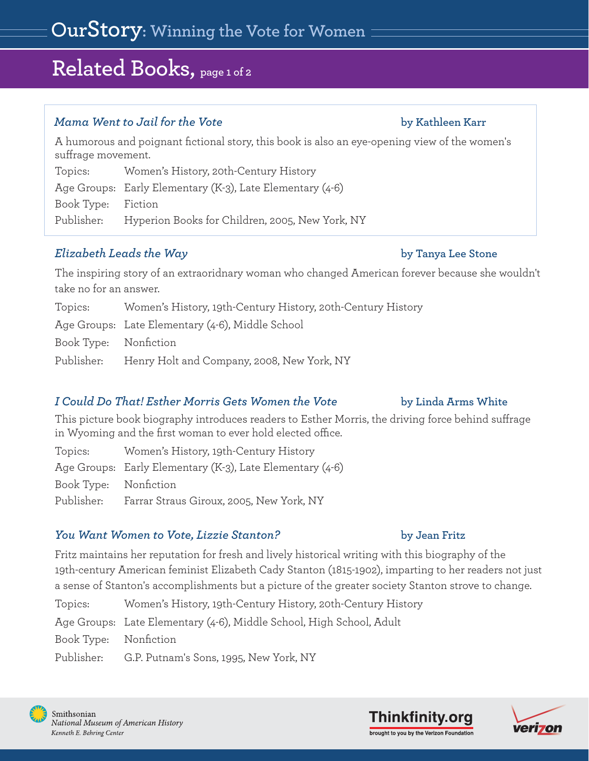# OurStory: Winning the Vote for Women

## Related Books, page 1 of 2

### *Mama Went to Jail for the Vote* by Kathleen Karr

A humorous and poignant fictional story, this book is also an eye-opening view of the women's suffrage movement.

Topics: Women's History, 20th-Century History
Age Groups: Early Elementary (K-3), Late Elementary (4-6)
Book Type: Fiction
Publisher: Hyperion Books for Children, 2005, New York, NY

### *Elizabeth Leads the Way* by Tanya Lee Stone

The inspiring story of an extraoridnary woman who changed American forever because she wouldn't take no for an answer.

Topics: Women's History, 19th-Century History, 20th-Century History
Age Groups: Late Elementary (4-6), Middle School
Book Type: Nonfiction
Publisher: Henry Holt and Company, 2008, New York, NY

### *I Could Do That! Esther Morris Gets Women the Vote* by Linda Arms White

This picture book biography introduces readers to Esther Morris, the driving force behind suffrage in Wyoming and the first woman to ever hold elected office.

Topics: Women's History, 19th-Century History
Age Groups: Early Elementary (K-3), Late Elementary (4-6)
Book Type: Nonfiction
Publisher: Farrar Straus Giroux, 2005, New York, NY

### *You Want Women to Vote, Lizzie Stanton?* by Jean Fritz

Fritz maintains her reputation for fresh and lively historical writing with this biography of the 19th-century American feminist Elizabeth Cady Stanton (1815-1902), imparting to her readers not just a sense of Stanton's accomplishments but a picture of the greater society Stanton strove to change.

Topics: Women's History, 19th-Century History, 20th-Century History
Age Groups: Late Elementary (4-6), Middle School, High School, Adult
Book Type: Nonfiction
Publisher: G.P. Putnam's Sons, 1995, New York, NY

Smithsonian National Museum of American History, Kenneth E. Behring Center

Thinkfinity.org — brought to you by the Verizon Foundation

verizon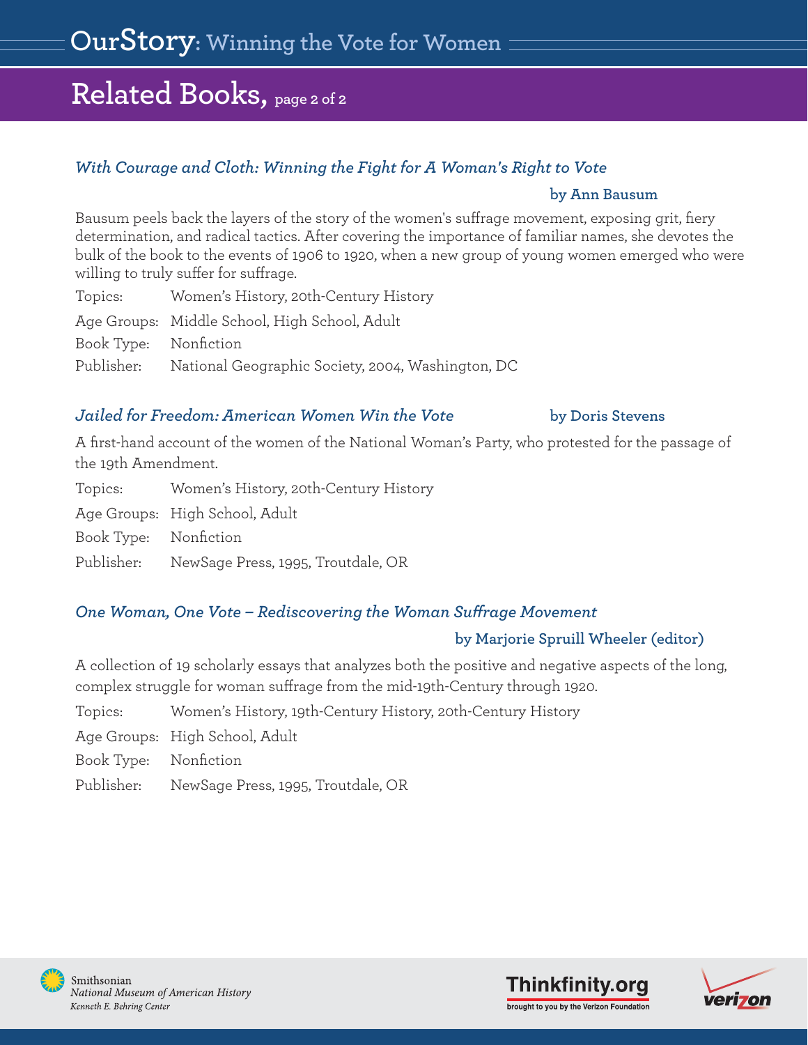# OurStory: Winning the Vote for Women

## Related Books, page 2 of 2

### *With Courage and Cloth: Winning the Fight for A Woman's Right to Vote*

**by Ann Bausum**

Bausum peels back the layers of the story of the women's suffrage movement, exposing grit, fiery determination, and radical tactics. After covering the importance of familiar names, she devotes the bulk of the book to the events of 1906 to 1920, when a new group of young women emerged who were willing to truly suffer for suffrage.

Topics: Women's History, 20th-Century History

Age Groups: Middle School, High School, Adult

Book Type: Nonfiction

Publisher: National Geographic Society, 2004, Washington, DC

### *Jailed for Freedom: American Women Win the Vote*

**by Doris Stevens**

A first-hand account of the women of the National Woman's Party, who protested for the passage of the 19th Amendment.

Topics: Women's History, 20th-Century History

Age Groups: High School, Adult

Book Type: Nonfiction

Publisher: NewSage Press, 1995, Troutdale, OR

### *One Woman, One Vote – Rediscovering the Woman Suffrage Movement*

**by Marjorie Spruill Wheeler (editor)**

A collection of 19 scholarly essays that analyzes both the positive and negative aspects of the long, complex struggle for woman suffrage from the mid-19th-Century through 1920.

Topics: Women's History, 19th-Century History, 20th-Century History

Age Groups: High School, Adult

Book Type: Nonfiction

Publisher: NewSage Press, 1995, Troutdale, OR

Smithsonian
*National Museum of American History*
*Kenneth E. Behring Center*

Thinkfinity.org
brought to you by the Verizon Foundation

verizon